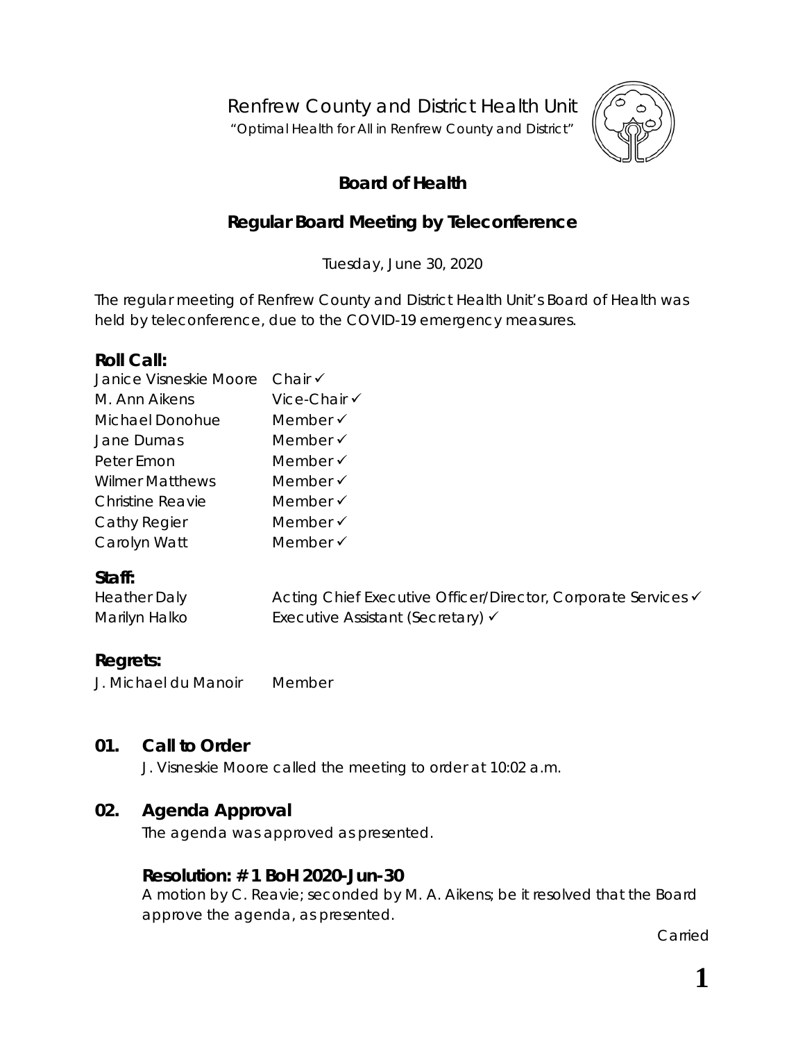# Renfrew County and District Health Unit

"Optimal Health for All in Renfrew County and District"

## Board of Health

## Regular Board Meeting by Teleconference

Tuesday, June 30, 2020

The regular meeting of Renfrew County and District Health Unit's Board of Health was held by teleconference, due to the COVID-19 emergency measures.

### Roll Call:

| | |
|---|---|
| Janice Visneskie Moore | Chair ✓ |
| M. Ann Aikens | Vice-Chair ✓ |
| Michael Donohue | Member ✓ |
| Jane Dumas | Member ✓ |
| Peter Emon | Member ✓ |
| Wilmer Matthews | Member ✓ |
| Christine Reavie | Member ✓ |
| Cathy Regier | Member ✓ |
| Carolyn Watt | Member ✓ |

### Staff:

| | |
|---|---|
| Heather Daly | Acting Chief Executive Officer/Director, Corporate Services ✓ |
| Marilyn Halko | Executive Assistant (Secretary) ✓ |

### Regrets:

J. Michael du Manoir Member

## 01. Call to Order

J. Visneskie Moore called the meeting to order at 10:02 a.m.

## 02. Agenda Approval

The agenda was approved as presented.

### Resolution: # 1 BoH 2020-Jun-30

A motion by C. Reavie; seconded by M. A. Aikens; be it resolved that the Board approve the agenda, as presented.

Carried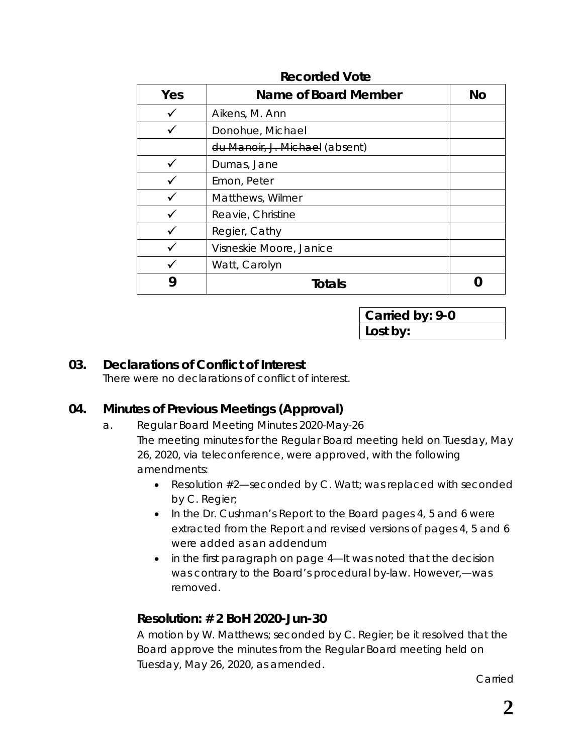**Recorded Vote**

| Yes | Name of Board Member | No |
|---|---|---|
| ✓ | Aikens, M. Ann | |
| ✓ | Donohue, Michael | |
| | ~~du Manoir, J. Michael~~ (absent) | |
| ✓ | Dumas, Jane | |
| ✓ | Emon, Peter | |
| ✓ | Matthews, Wilmer | |
| ✓ | Reavie, Christine | |
| ✓ | Regier, Cathy | |
| ✓ | Visneskie Moore, Janice | |
| ✓ | Watt, Carolyn | |
| **9** | **Totals** | **0** |

| **Carried by: 9-0** |
|---|
| **Lost by:** |

## 03. Declarations of Conflict of Interest

There were no declarations of conflict of interest.

## 04. Minutes of Previous Meetings (Approval)

a. Regular Board Meeting Minutes 2020-May-26

The meeting minutes for the Regular Board meeting held on Tuesday, May 26, 2020, via teleconference, were approved, with the following amendments:

- Resolution #2—seconded by C. Watt; was replaced with seconded by C. Regier;
- In the Dr. Cushman's Report to the Board pages 4, 5 and 6 were extracted from the Report and revised versions of pages 4, 5 and 6 were added as an addendum
- in the first paragraph on page 4—It was noted that the decision was contrary to the Board's procedural by-law. However,—was removed.

### Resolution: # 2 BoH 2020-Jun-30

A motion by W. Matthews; seconded by C. Regier; be it resolved that the Board approve the minutes from the Regular Board meeting held on Tuesday, May 26, 2020, as amended.

Carried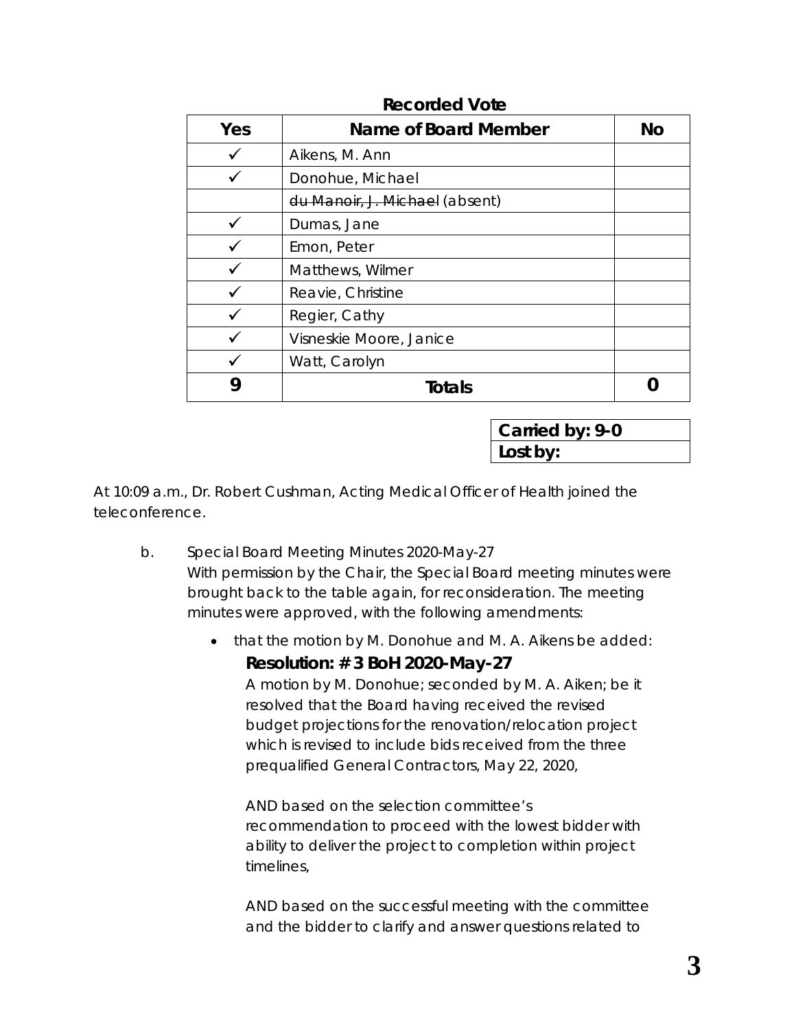**Recorded Vote**

| Yes | Name of Board Member | No |
|---|---|---|
| ✓ | Aikens, M. Ann | |
| ✓ | Donohue, Michael | |
| | ~~du Manoir, J. Michael~~ (absent) | |
| ✓ | Dumas, Jane | |
| ✓ | Emon, Peter | |
| ✓ | Matthews, Wilmer | |
| ✓ | Reavie, Christine | |
| ✓ | Regier, Cathy | |
| ✓ | Visneskie Moore, Janice | |
| ✓ | Watt, Carolyn | |
| **9** | **Totals** | **0** |

| **Carried by: 9-0** |
|---|
| **Lost by:** |

At 10:09 a.m., Dr. Robert Cushman, Acting Medical Officer of Health joined the teleconference.

b. Special Board Meeting Minutes 2020-May-27
With permission by the Chair, the Special Board meeting minutes were brought back to the table again, for reconsideration. The meeting minutes were approved, with the following amendments:

- that the motion by M. Donohue and M. A. Aikens be added:

**Resolution: # 3 BoH 2020-May-27**

A motion by M. Donohue; seconded by M. A. Aiken; be it resolved that the Board having received the revised budget projections for the renovation/relocation project which is revised to include bids received from the three prequalified General Contractors, May 22, 2020,

AND based on the selection committee's recommendation to proceed with the lowest bidder with ability to deliver the project to completion within project timelines,

AND based on the successful meeting with the committee and the bidder to clarify and answer questions related to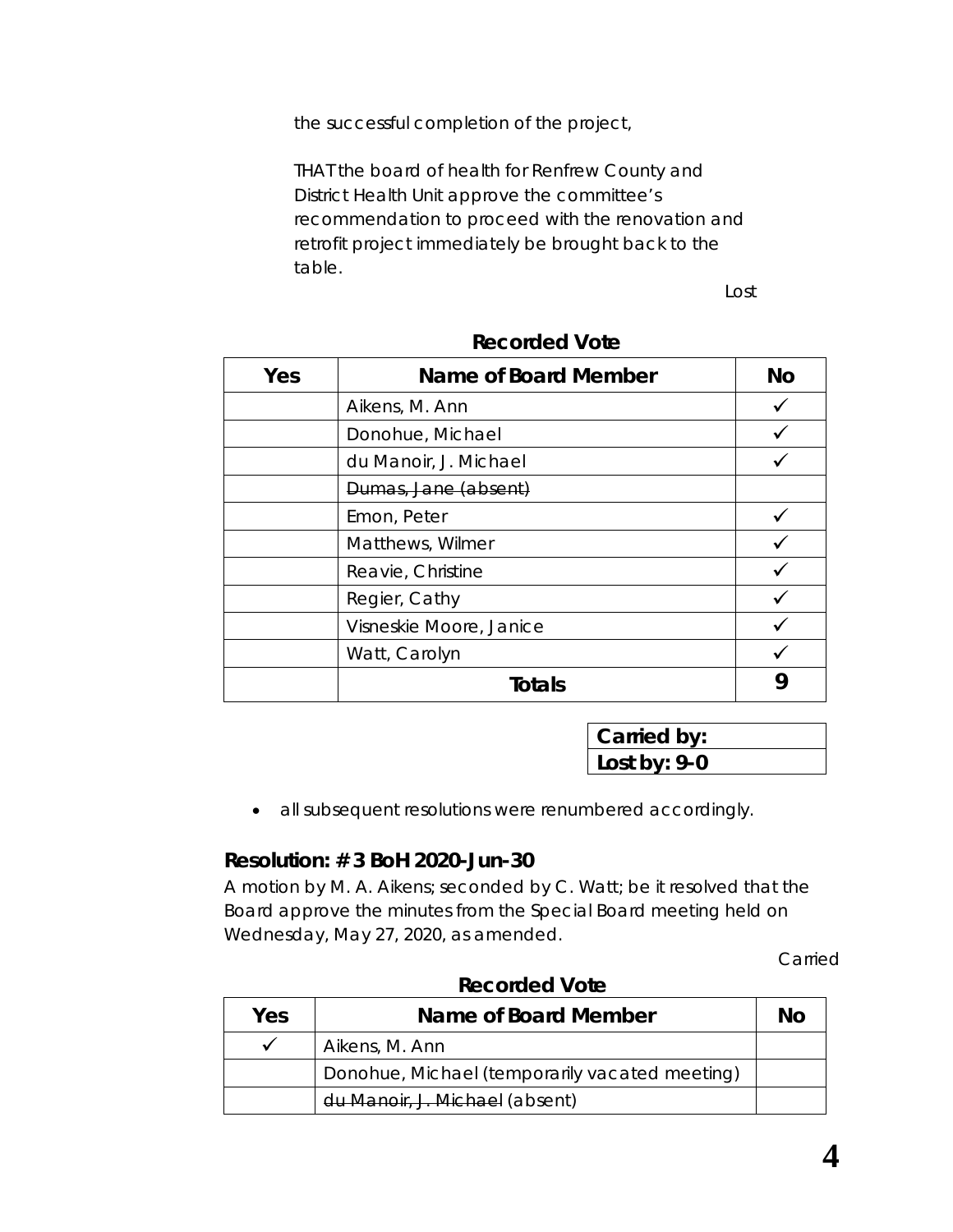the successful completion of the project,

THAT the board of health for Renfrew County and District Health Unit approve the committee's recommendation to proceed with the renovation and retrofit project immediately be brought back to the table.

Lost

**Recorded Vote**

| Yes | Name of Board Member | No |
|---|---|---|
| | Aikens, M. Ann | ✓ |
| | Donohue, Michael | ✓ |
| | du Manoir, J. Michael | ✓ |
| | ~~Dumas, Jane (absent)~~ | |
| | Emon, Peter | ✓ |
| | Matthews, Wilmer | ✓ |
| | Reavie, Christine | ✓ |
| | Regier, Cathy | ✓ |
| | Visneskie Moore, Janice | ✓ |
| | Watt, Carolyn | ✓ |
| | **Totals** | **9** |

| **Carried by:** |
|---|
| **Lost by: 9-0** |

- all subsequent resolutions were renumbered accordingly.

### Resolution: # 3 BoH 2020-Jun-30

A motion by M. A. Aikens; seconded by C. Watt; be it resolved that the Board approve the minutes from the Special Board meeting held on Wednesday, May 27, 2020, as amended.

Carried

**Recorded Vote**

| Yes | Name of Board Member | No |
|---|---|---|
| ✓ | Aikens, M. Ann | |
| | Donohue, Michael (temporarily vacated meeting) | |
| | ~~du Manoir, J. Michael~~ (absent) | |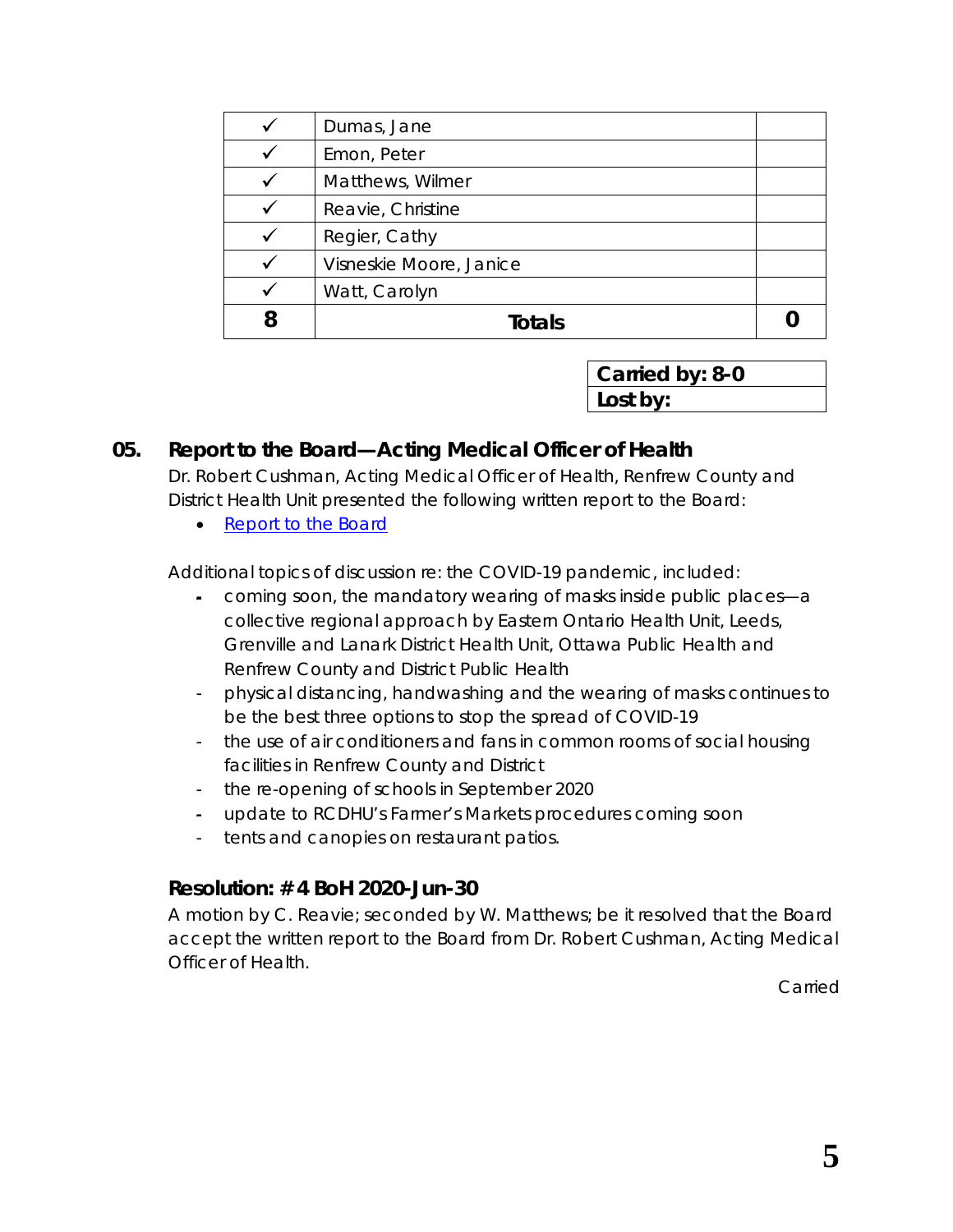| | | |
|---|---|---|
| ✓ | Dumas, Jane | |
| ✓ | Emon, Peter | |
| ✓ | Matthews, Wilmer | |
| ✓ | Reavie, Christine | |
| ✓ | Regier, Cathy | |
| ✓ | Visneskie Moore, Janice | |
| ✓ | Watt, Carolyn | |
| **8** | **Totals** | **0** |

| |
|---|
| **Carried by: 8-0** |
| **Lost by:** |

## 05. Report to the Board—Acting Medical Officer of Health

Dr. Robert Cushman, Acting Medical Officer of Health, Renfrew County and District Health Unit presented the following written report to the Board:

- Report to the Board

Additional topics of discussion re: the COVID-19 pandemic, included:

- coming soon, the mandatory wearing of masks inside public places—a collective regional approach by Eastern Ontario Health Unit, Leeds, Grenville and Lanark District Health Unit, Ottawa Public Health and Renfrew County and District Public Health
- physical distancing, handwashing and the wearing of masks continues to be the best three options to stop the spread of COVID-19
- the use of air conditioners and fans in common rooms of social housing facilities in Renfrew County and District
- the re-opening of schools in September 2020
- update to RCDHU's Farmer's Markets procedures coming soon
- tents and canopies on restaurant patios.

### Resolution: # 4 BoH 2020-Jun-30

A motion by C. Reavie; seconded by W. Matthews; be it resolved that the Board accept the written report to the Board from Dr. Robert Cushman, Acting Medical Officer of Health.

Carried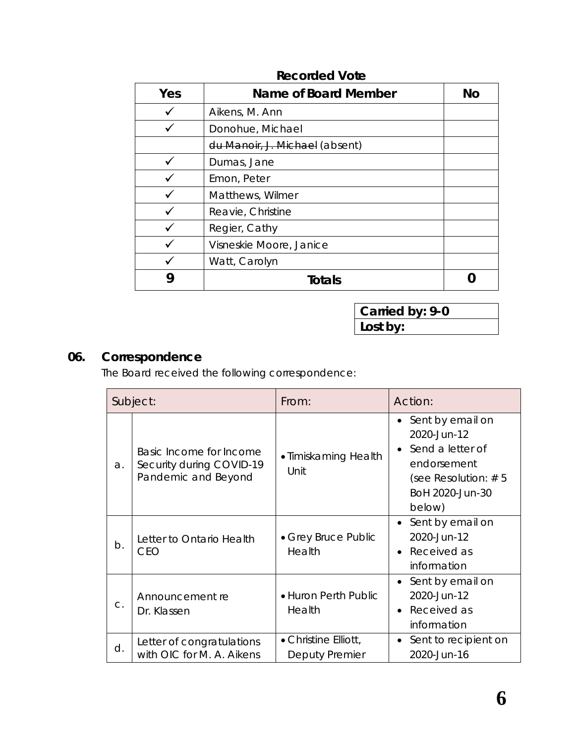**Recorded Vote**

| Yes | Name of Board Member | No |
|---|---|---|
| ✓ | Aikens, M. Ann | |
| ✓ | Donohue, Michael | |
| | ~~du Manoir, J. Michael~~ (absent) | |
| ✓ | Dumas, Jane | |
| ✓ | Emon, Peter | |
| ✓ | Matthews, Wilmer | |
| ✓ | Reavie, Christine | |
| ✓ | Regier, Cathy | |
| ✓ | Visneskie Moore, Janice | |
| ✓ | Watt, Carolyn | |
| **9** | **Totals** | **0** |

| **Carried by: 9-0** |
|---|
| **Lost by:** |

## 06. Correspondence

The Board received the following correspondence:

| Subject: | | From: | Action: |
|---|---|---|---|
| a. | Basic Income for Income Security during COVID-19 Pandemic and Beyond | • Timiskaming Health Unit | • Sent by email on 2020-Jun-12<br>• Send a letter of endorsement (see Resolution: # 5 BoH 2020-Jun-30 below) |
| b. | Letter to Ontario Health CEO | • Grey Bruce Public Health | • Sent by email on 2020-Jun-12<br>• Received as information |
| c. | Announcement re Dr. Klassen | • Huron Perth Public Health | • Sent by email on 2020-Jun-12<br>• Received as information |
| d. | Letter of congratulations with OIC for M. A. Aikens | • Christine Elliott, Deputy Premier | • Sent to recipient on 2020-Jun-16 |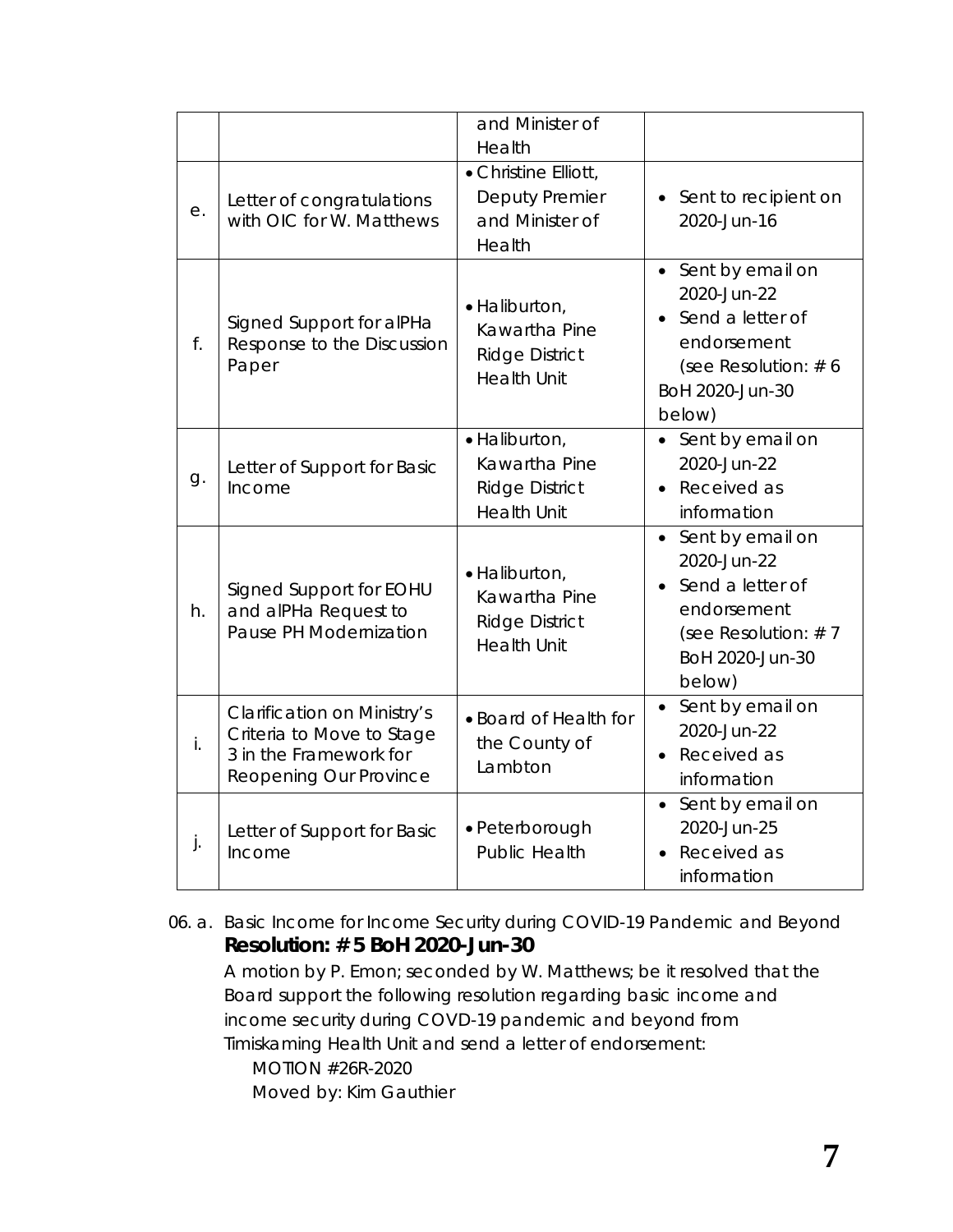| | | | |
|---|---|---|---|
| | | and Minister of Health | |
| e. | Letter of congratulations with OIC for W. Matthews | • Christine Elliott, Deputy Premier and Minister of Health | • Sent to recipient on 2020-Jun-16 |
| f. | Signed Support for alPHa Response to the Discussion Paper | • Haliburton, Kawartha Pine Ridge District Health Unit | • Sent by email on 2020-Jun-22<br>• Send a letter of endorsement (see Resolution: # 6 BoH 2020-Jun-30 below) |
| g. | Letter of Support for Basic Income | • Haliburton, Kawartha Pine Ridge District Health Unit | • Sent by email on 2020-Jun-22<br>• Received as information |
| h. | Signed Support for EOHU and alPHa Request to Pause PH Modernization | • Haliburton, Kawartha Pine Ridge District Health Unit | • Sent by email on 2020-Jun-22<br>• Send a letter of endorsement (see Resolution: # 7 BoH 2020-Jun-30 below) |
| i. | Clarification on Ministry's Criteria to Move to Stage 3 in the Framework for Reopening Our Province | • Board of Health for the County of Lambton | • Sent by email on 2020-Jun-22<br>• Received as information |
| j. | Letter of Support for Basic Income | • Peterborough Public Health | • Sent by email on 2020-Jun-25<br>• Received as information |

06. a. Basic Income for Income Security during COVID-19 Pandemic and Beyond

**Resolution: # 5 BoH 2020-Jun-30**

A motion by P. Emon; seconded by W. Matthews; be it resolved that the Board support the following resolution regarding basic income and income security during COVD-19 pandemic and beyond from Timiskaming Health Unit and send a letter of endorsement:

MOTION #26R-2020

Moved by: Kim Gauthier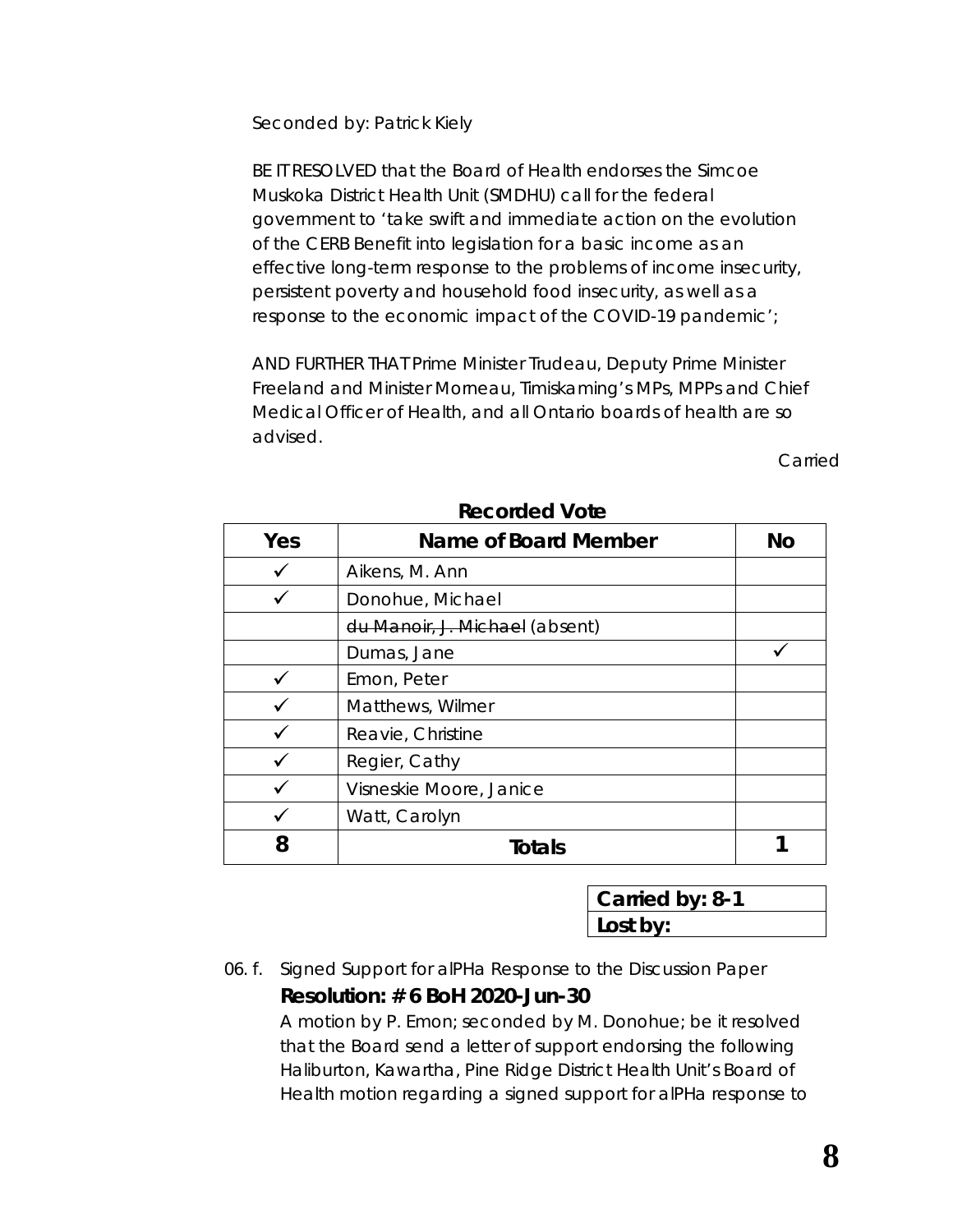Seconded by: Patrick Kiely

BE IT RESOLVED that the Board of Health endorses the Simcoe Muskoka District Health Unit (SMDHU) call for the federal government to 'take swift and immediate action on the evolution of the CERB Benefit into legislation for a basic income as an effective long-term response to the problems of income insecurity, persistent poverty and household food insecurity, as well as a response to the economic impact of the COVID-19 pandemic';

AND FURTHER THAT Prime Minister Trudeau, Deputy Prime Minister Freeland and Minister Morneau, Timiskaming's MPs, MPPs and Chief Medical Officer of Health, and all Ontario boards of health are so advised.

Carried

**Recorded Vote**

| Yes | Name of Board Member | No |
|---|---|---|
| ✓ | Aikens, M. Ann | |
| ✓ | Donohue, Michael | |
| | ~~du Manoir, J. Michael~~ (absent) | |
| | Dumas, Jane | ✓ |
| ✓ | Emon, Peter | |
| ✓ | Matthews, Wilmer | |
| ✓ | Reavie, Christine | |
| ✓ | Regier, Cathy | |
| ✓ | Visneskie Moore, Janice | |
| ✓ | Watt, Carolyn | |
| **8** | **Totals** | **1** |

| **Carried by: 8-1** |
|---|
| **Lost by:** |

06. f. Signed Support for alPHa Response to the Discussion Paper

**Resolution: # 6 BoH 2020-Jun-30**

A motion by P. Emon; seconded by M. Donohue; be it resolved that the Board send a letter of support endorsing the following Haliburton, Kawartha, Pine Ridge District Health Unit's Board of Health motion regarding a signed support for alPHa response to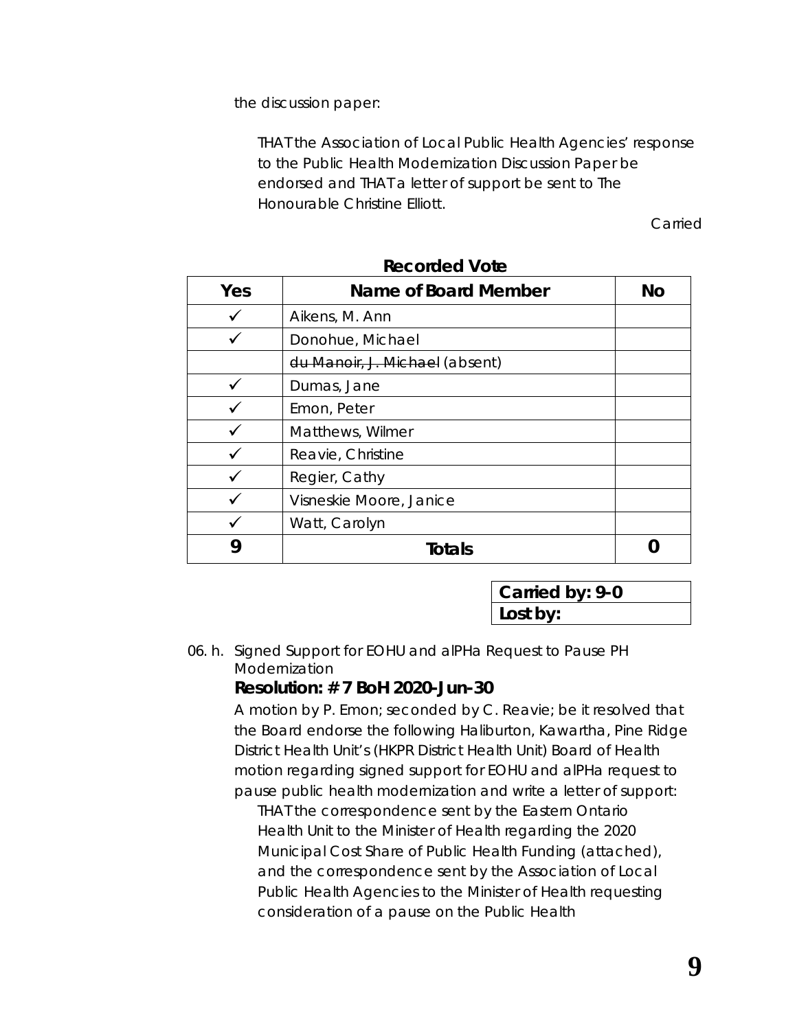the discussion paper:

> THAT the Association of Local Public Health Agencies' response to the Public Health Modernization Discussion Paper be endorsed and THAT a letter of support be sent to The Honourable Christine Elliott.

Carried

**Recorded Vote**

| Yes | Name of Board Member | No |
|---|---|---|
| ✓ | Aikens, M. Ann | |
| ✓ | Donohue, Michael | |
| | ~~du Manoir, J. Michael~~ (absent) | |
| ✓ | Dumas, Jane | |
| ✓ | Emon, Peter | |
| ✓ | Matthews, Wilmer | |
| ✓ | Reavie, Christine | |
| ✓ | Regier, Cathy | |
| ✓ | Visneskie Moore, Janice | |
| ✓ | Watt, Carolyn | |
| **9** | **Totals** | **0** |

| **Carried by: 9-0** |
|---|
| **Lost by:** |

06. h. Signed Support for EOHU and alPHa Request to Pause PH Modernization

**Resolution: # 7 BoH 2020-Jun-30**

A motion by P. Emon; seconded by C. Reavie; be it resolved that the Board endorse the following Haliburton, Kawartha, Pine Ridge District Health Unit's (HKPR District Health Unit) Board of Health motion regarding signed support for EOHU and alPHa request to pause public health modernization and write a letter of support:

> THAT the correspondence sent by the Eastern Ontario Health Unit to the Minister of Health regarding the 2020 Municipal Cost Share of Public Health Funding (attached), and the correspondence sent by the Association of Local Public Health Agencies to the Minister of Health requesting consideration of a pause on the Public Health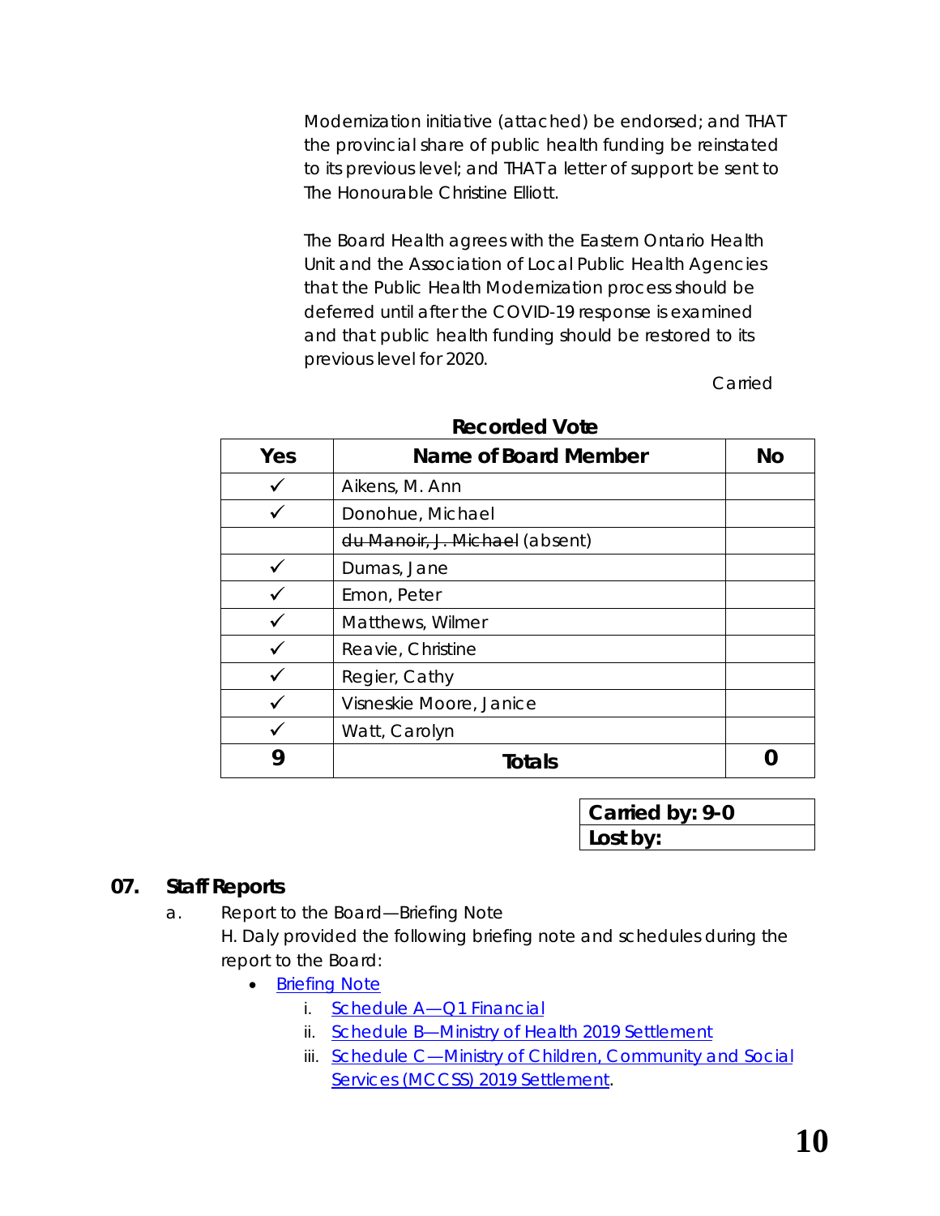Modernization initiative (attached) be endorsed; and THAT the provincial share of public health funding be reinstated to its previous level; and THAT a letter of support be sent to The Honourable Christine Elliott.

The Board Health agrees with the Eastern Ontario Health Unit and the Association of Local Public Health Agencies that the Public Health Modernization process should be deferred until after the COVID-19 response is examined and that public health funding should be restored to its previous level for 2020.

Carried

**Recorded Vote**

| Yes | Name of Board Member | No |
|---|---|---|
| ✓ | Aikens, M. Ann | |
| ✓ | Donohue, Michael | |
| | ~~du Manoir, J. Michael~~ (absent) | |
| ✓ | Dumas, Jane | |
| ✓ | Emon, Peter | |
| ✓ | Matthews, Wilmer | |
| ✓ | Reavie, Christine | |
| ✓ | Regier, Cathy | |
| ✓ | Visneskie Moore, Janice | |
| ✓ | Watt, Carolyn | |
| **9** | **Totals** | **0** |

| **Carried by: 9-0** |
|---|
| **Lost by:** |

## 07. Staff Reports

a. Report to the Board—Briefing Note

H. Daly provided the following briefing note and schedules during the report to the Board:

- Briefing Note
    - i. Schedule A—Q1 Financial
    - ii. Schedule B—Ministry of Health 2019 Settlement
    - iii. Schedule C—Ministry of Children, Community and Social Services (MCCSS) 2019 Settlement.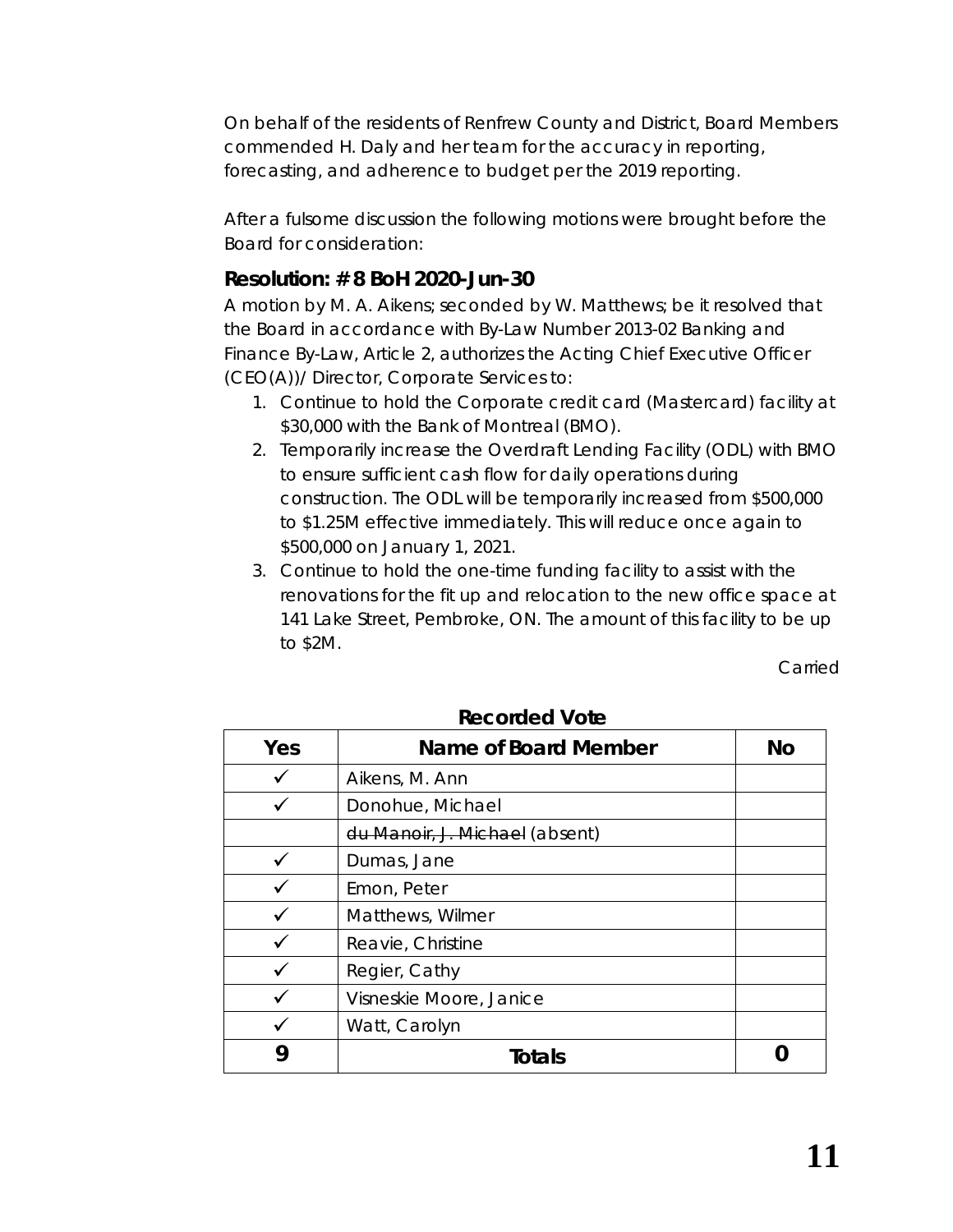On behalf of the residents of Renfrew County and District, Board Members commended H. Daly and her team for the accuracy in reporting, forecasting, and adherence to budget per the 2019 reporting.

After a fulsome discussion the following motions were brought before the Board for consideration:

### Resolution: # 8 BoH 2020-Jun-30

A motion by M. A. Aikens; seconded by W. Matthews; be it resolved that the Board in accordance with By-Law Number 2013-02 Banking and Finance By-Law, Article 2, authorizes the Acting Chief Executive Officer (CEO(A))/ Director, Corporate Services to:

1. Continue to hold the Corporate credit card (Mastercard) facility at $30,000 with the Bank of Montreal (BMO).
2. Temporarily increase the Overdraft Lending Facility (ODL) with BMO to ensure sufficient cash flow for daily operations during construction. The ODL will be temporarily increased from $500,000 to $1.25M effective immediately. This will reduce once again to $500,000 on January 1, 2021.
3. Continue to hold the one-time funding facility to assist with the renovations for the fit up and relocation to the new office space at 141 Lake Street, Pembroke, ON. The amount of this facility to be up to $2M.

Carried

**Recorded Vote**

| Yes | Name of Board Member | No |
|---|---|---|
| ✓ | Aikens, M. Ann | |
| ✓ | Donohue, Michael | |
| | ~~du Manoir, J. Michael~~ (absent) | |
| ✓ | Dumas, Jane | |
| ✓ | Emon, Peter | |
| ✓ | Matthews, Wilmer | |
| ✓ | Reavie, Christine | |
| ✓ | Regier, Cathy | |
| ✓ | Visneskie Moore, Janice | |
| ✓ | Watt, Carolyn | |
| **9** | **Totals** | **0** |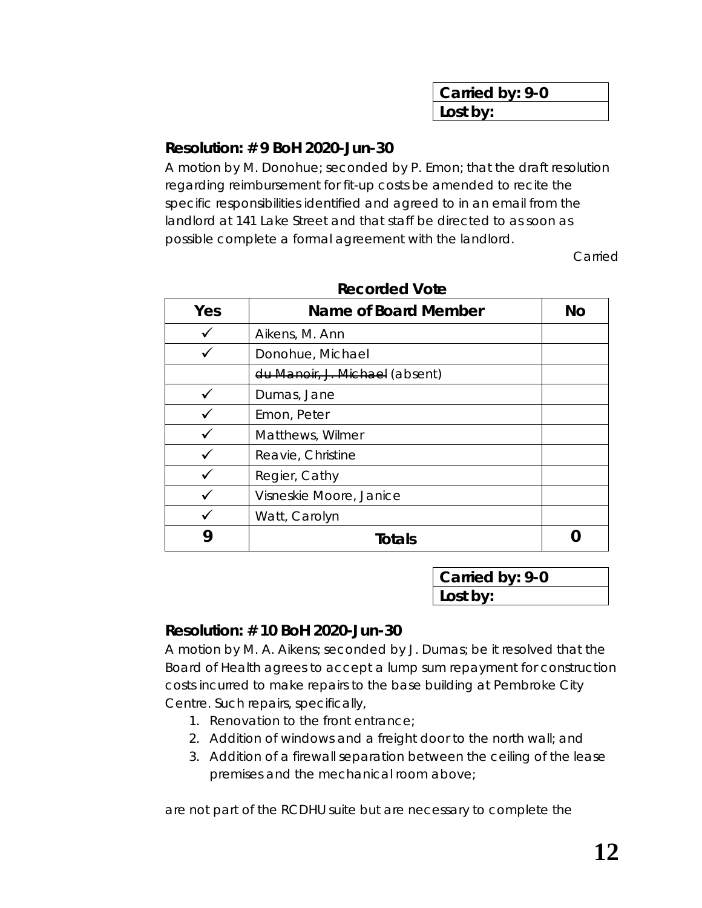| Carried by: 9-0 |
|---|
| Lost by: |

### Resolution: # 9 BoH 2020-Jun-30

A motion by M. Donohue; seconded by P. Emon; that the draft resolution regarding reimbursement for fit-up costs be amended to recite the specific responsibilities identified and agreed to in an email from the landlord at 141 Lake Street and that staff be directed to as soon as possible complete a formal agreement with the landlord.

Carried

**Recorded Vote**

| Yes | Name of Board Member | No |
|---|---|---|
| ✓ | Aikens, M. Ann | |
| ✓ | Donohue, Michael | |
| | ~~du Manoir, J. Michael~~ (absent) | |
| ✓ | Dumas, Jane | |
| ✓ | Emon, Peter | |
| ✓ | Matthews, Wilmer | |
| ✓ | Reavie, Christine | |
| ✓ | Regier, Cathy | |
| ✓ | Visneskie Moore, Janice | |
| ✓ | Watt, Carolyn | |
| **9** | **Totals** | **0** |

| Carried by: 9-0 |
|---|
| Lost by: |

### Resolution: # 10 BoH 2020-Jun-30

A motion by M. A. Aikens; seconded by J. Dumas; be it resolved that the Board of Health agrees to accept a lump sum repayment for construction costs incurred to make repairs to the base building at Pembroke City Centre. Such repairs, specifically,

1. Renovation to the front entrance;
2. Addition of windows and a freight door to the north wall; and
3. Addition of a firewall separation between the ceiling of the lease premises and the mechanical room above;

are not part of the RCDHU suite but are necessary to complete the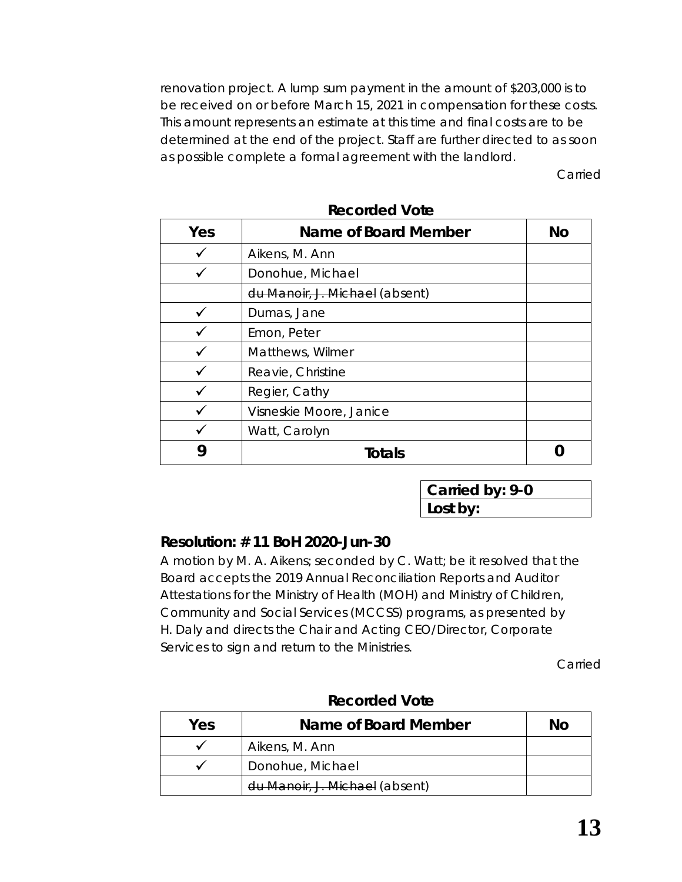renovation project. A lump sum payment in the amount of $203,000 is to be received on or before March 15, 2021 in compensation for these costs. This amount represents an estimate at this time and final costs are to be determined at the end of the project. Staff are further directed to as soon as possible complete a formal agreement with the landlord.

Carried

**Recorded Vote**

| Yes | Name of Board Member | No |
|---|---|---|
| ✓ | Aikens, M. Ann | |
| ✓ | Donohue, Michael | |
| | ~~du Manoir, J. Michael~~ (absent) | |
| ✓ | Dumas, Jane | |
| ✓ | Emon, Peter | |
| ✓ | Matthews, Wilmer | |
| ✓ | Reavie, Christine | |
| ✓ | Regier, Cathy | |
| ✓ | Visneskie Moore, Janice | |
| ✓ | Watt, Carolyn | |
| **9** | **Totals** | **0** |

| **Carried by: 9-0** |
|---|
| **Lost by:** |

**Resolution: # 11 BoH 2020-Jun-30**

A motion by M. A. Aikens; seconded by C. Watt; be it resolved that the Board accepts the 2019 Annual Reconciliation Reports and Auditor Attestations for the Ministry of Health (MOH) and Ministry of Children, Community and Social Services (MCCSS) programs, as presented by H. Daly and directs the Chair and Acting CEO/Director, Corporate Services to sign and return to the Ministries.

Carried

**Recorded Vote**

| Yes | Name of Board Member | No |
|---|---|---|
| ✓ | Aikens, M. Ann | |
| ✓ | Donohue, Michael | |
| | ~~du Manoir, J. Michael~~ (absent) | |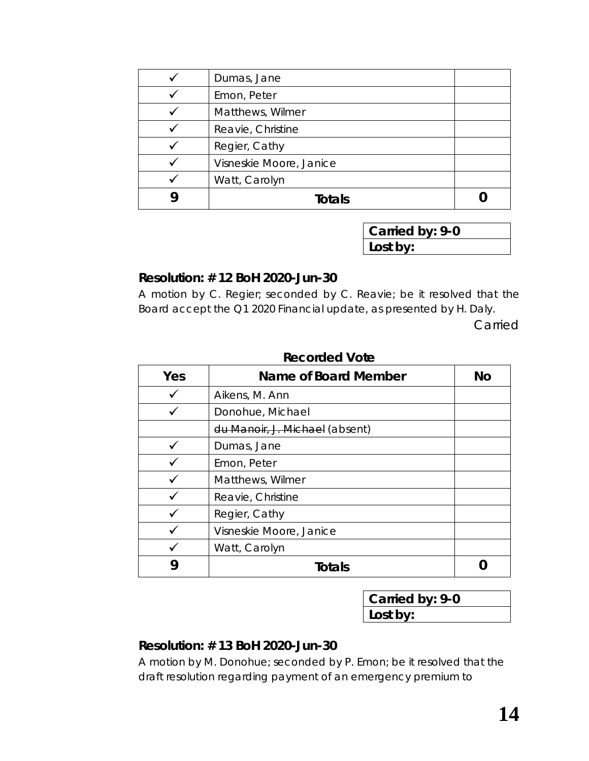| Yes | Name of Board Member | No |
|---|---|---|
| ✓ | Dumas, Jane | |
| ✓ | Emon, Peter | |
| ✓ | Matthews, Wilmer | |
| ✓ | Reavie, Christine | |
| ✓ | Regier, Cathy | |
| ✓ | Visneskie Moore, Janice | |
| ✓ | Watt, Carolyn | |
| **9** | **Totals** | **0** |

| **Carried by: 9-0** |
|---|
| **Lost by:** |

**Resolution: # 12 BoH 2020-Jun-30**

A motion by C. Regier; seconded by C. Reavie; be it resolved that the Board accept the Q1 2020 Financial update, as presented by H. Daly.

Carried

**Recorded Vote**

| Yes | Name of Board Member | No |
|---|---|---|
| ✓ | Aikens, M. Ann | |
| ✓ | Donohue, Michael | |
| | ~~du Manoir, J. Michael~~ (absent) | |
| ✓ | Dumas, Jane | |
| ✓ | Emon, Peter | |
| ✓ | Matthews, Wilmer | |
| ✓ | Reavie, Christine | |
| ✓ | Regier, Cathy | |
| ✓ | Visneskie Moore, Janice | |
| ✓ | Watt, Carolyn | |
| **9** | **Totals** | **0** |

| **Carried by: 9-0** |
|---|
| **Lost by:** |

**Resolution: # 13 BoH 2020-Jun-30**

A motion by M. Donohue; seconded by P. Emon; be it resolved that the draft resolution regarding payment of an emergency premium to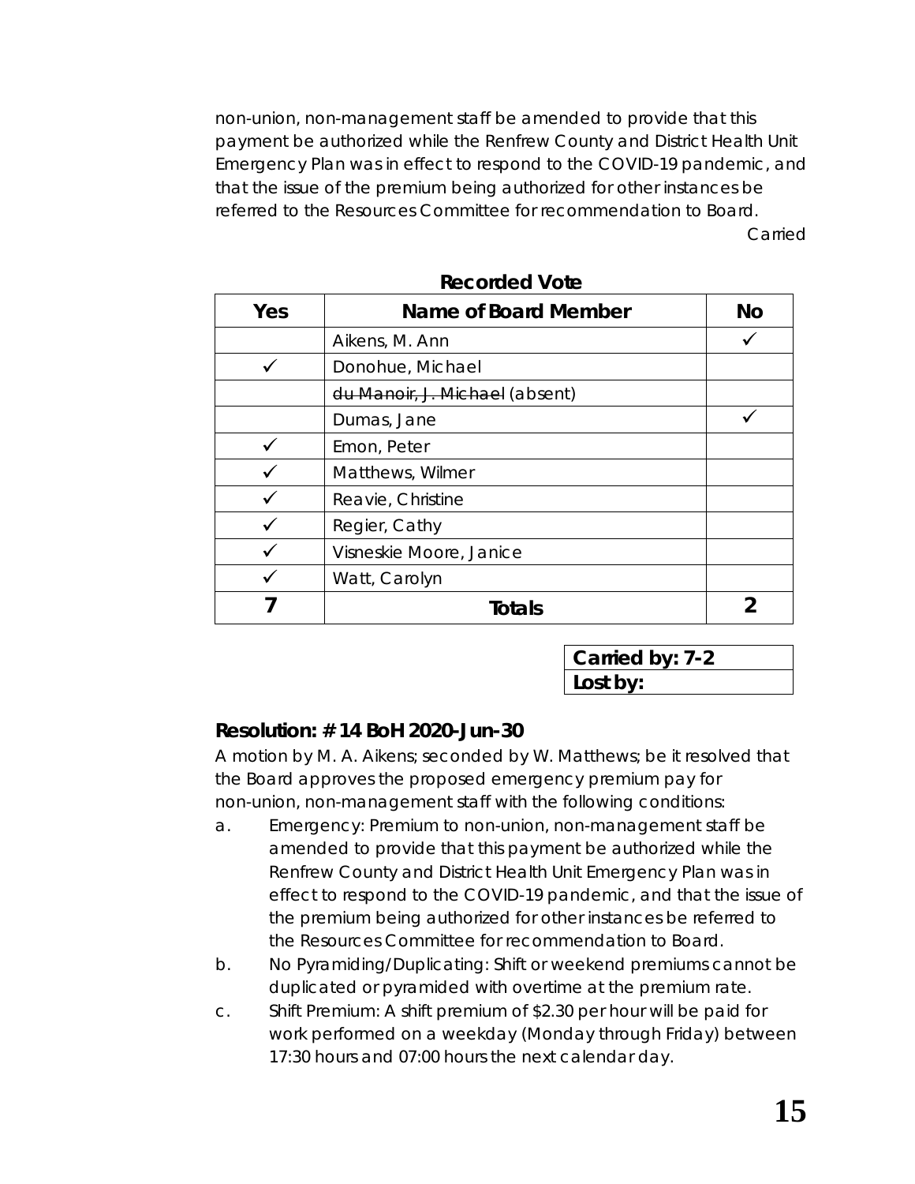non-union, non-management staff be amended to provide that this payment be authorized while the Renfrew County and District Health Unit Emergency Plan was in effect to respond to the COVID-19 pandemic, and that the issue of the premium being authorized for other instances be referred to the Resources Committee for recommendation to Board.

Carried

**Recorded Vote**

| Yes | Name of Board Member | No |
|---|---|---|
| | Aikens, M. Ann | ✓ |
| ✓ | Donohue, Michael | |
| | ~~du Manoir, J. Michael~~ (absent) | |
| | Dumas, Jane | ✓ |
| ✓ | Emon, Peter | |
| ✓ | Matthews, Wilmer | |
| ✓ | Reavie, Christine | |
| ✓ | Regier, Cathy | |
| ✓ | Visneskie Moore, Janice | |
| ✓ | Watt, Carolyn | |
| **7** | **Totals** | **2** |

| Carried by: 7-2 |
|---|
| Lost by: |

### Resolution: # 14 BoH 2020-Jun-30

A motion by M. A. Aikens; seconded by W. Matthews; be it resolved that the Board approves the proposed emergency premium pay for non-union, non-management staff with the following conditions:

a. Emergency: Premium to non-union, non-management staff be amended to provide that this payment be authorized while the Renfrew County and District Health Unit Emergency Plan was in effect to respond to the COVID-19 pandemic, and that the issue of the premium being authorized for other instances be referred to the Resources Committee for recommendation to Board.

b. No Pyramiding/Duplicating: Shift or weekend premiums cannot be duplicated or pyramided with overtime at the premium rate.

c. Shift Premium: A shift premium of $2.30 per hour will be paid for work performed on a weekday (Monday through Friday) between 17:30 hours and 07:00 hours the next calendar day.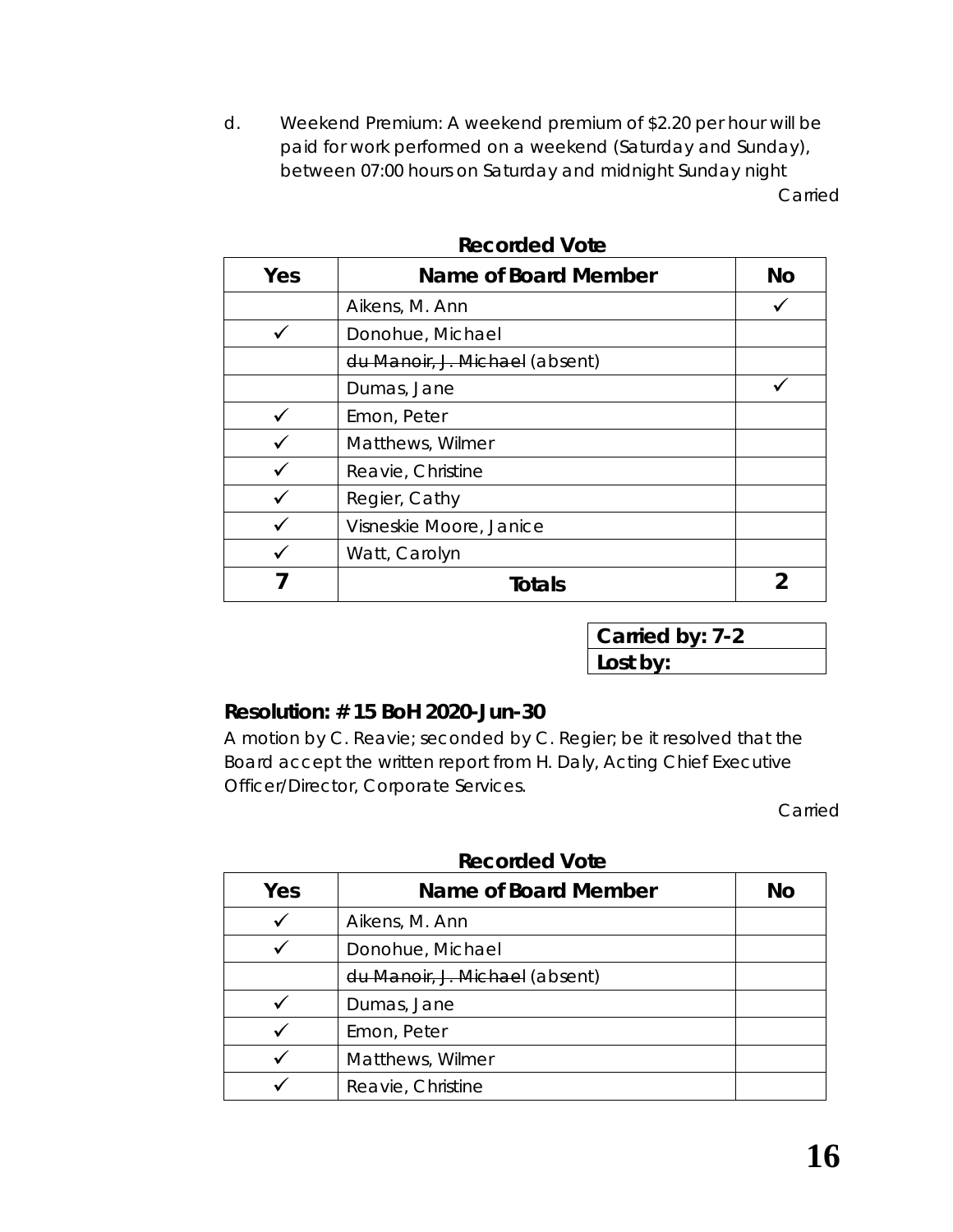d. Weekend Premium: A weekend premium of $2.20 per hour will be paid for work performed on a weekend (Saturday and Sunday), between 07:00 hours on Saturday and midnight Sunday night

*Carried*

**Recorded Vote**

| Yes | Name of Board Member | No |
|---|---|---|
| | Aikens, M. Ann | ✓ |
| ✓ | Donohue, Michael | |
| | ~~du Manoir, J. Michael~~ (absent) | |
| | Dumas, Jane | ✓ |
| ✓ | Emon, Peter | |
| ✓ | Matthews, Wilmer | |
| ✓ | Reavie, Christine | |
| ✓ | Regier, Cathy | |
| ✓ | Visneskie Moore, Janice | |
| ✓ | Watt, Carolyn | |
| **7** | **Totals** | **2** |

| **Carried by: 7-2** |
|---|
| **Lost by:** |

### Resolution: # 15 BoH 2020-Jun-30

A motion by C. Reavie; seconded by C. Regier; be it resolved that the Board accept the written report from H. Daly, Acting Chief Executive Officer/Director, Corporate Services.

*Carried*

**Recorded Vote**

| Yes | Name of Board Member | No |
|---|---|---|
| ✓ | Aikens, M. Ann | |
| ✓ | Donohue, Michael | |
| | ~~du Manoir, J. Michael~~ (absent) | |
| ✓ | Dumas, Jane | |
| ✓ | Emon, Peter | |
| ✓ | Matthews, Wilmer | |
| ✓ | Reavie, Christine | |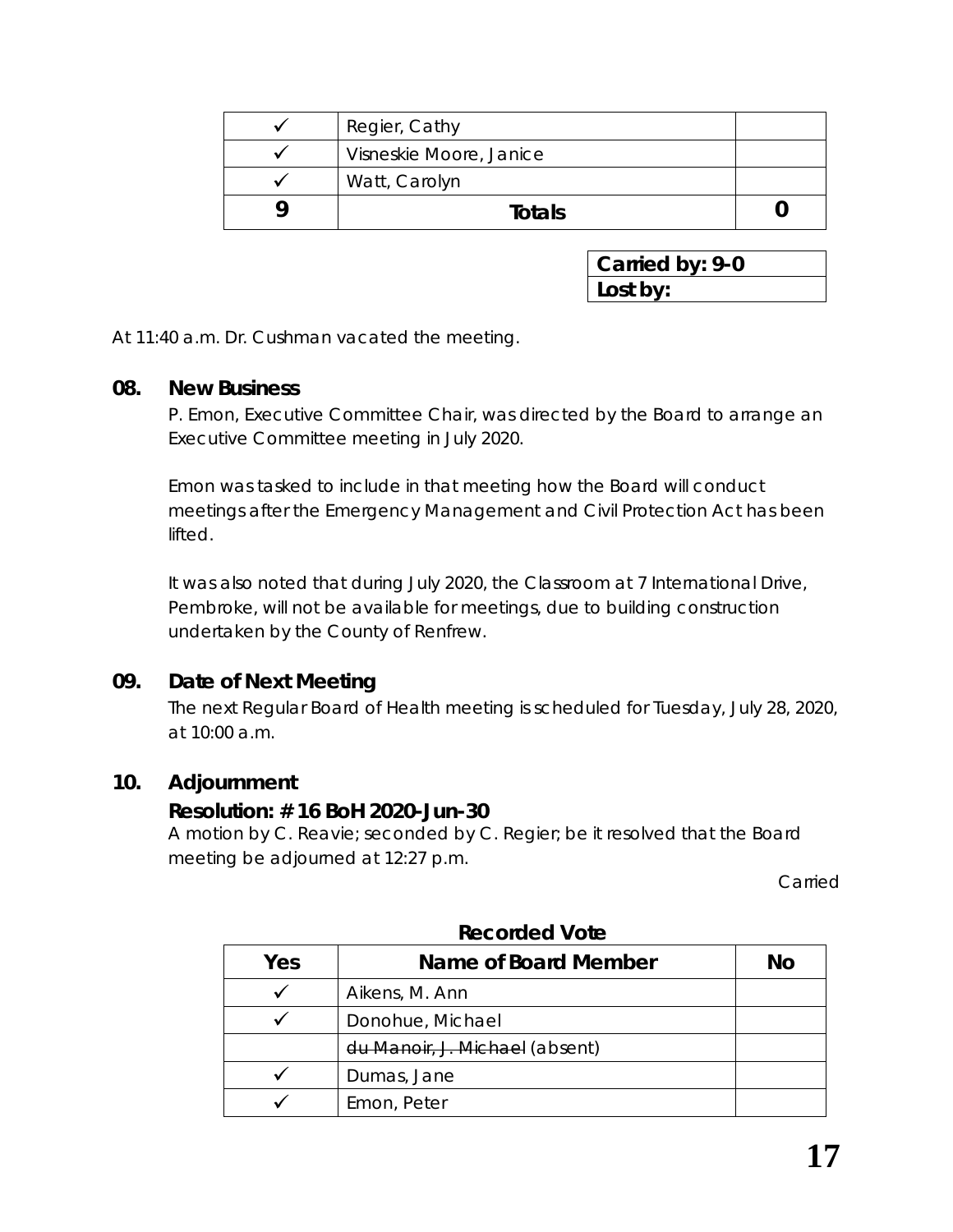| ✓ | Regier, Cathy | |
|---|---|---|
| ✓ | Visneskie Moore, Janice | |
| ✓ | Watt, Carolyn | |
| **9** | **Totals** | **0** |

| **Carried by: 9-0** |
|---|
| **Lost by:** |

At 11:40 a.m. Dr. Cushman vacated the meeting.

## 08. New Business

P. Emon, Executive Committee Chair, was directed by the Board to arrange an Executive Committee meeting in July 2020.

Emon was tasked to include in that meeting how the Board will conduct meetings after the Emergency Management and Civil Protection Act has been lifted.

It was also noted that during July 2020, the Classroom at 7 International Drive, Pembroke, will not be available for meetings, due to building construction undertaken by the County of Renfrew.

## 09. Date of Next Meeting

The next Regular Board of Health meeting is scheduled for Tuesday, July 28, 2020, at 10:00 a.m.

## 10. Adjournment

### Resolution: # 16 BoH 2020-Jun-30

A motion by C. Reavie; seconded by C. Regier; be it resolved that the Board meeting be adjourned at 12:27 p.m.

Carried

**Recorded Vote**

| Yes | Name of Board Member | No |
|---|---|---|
| ✓ | Aikens, M. Ann | |
| ✓ | Donohue, Michael | |
| | ~~du Manoir, J. Michael~~ (absent) | |
| ✓ | Dumas, Jane | |
| ✓ | Emon, Peter | |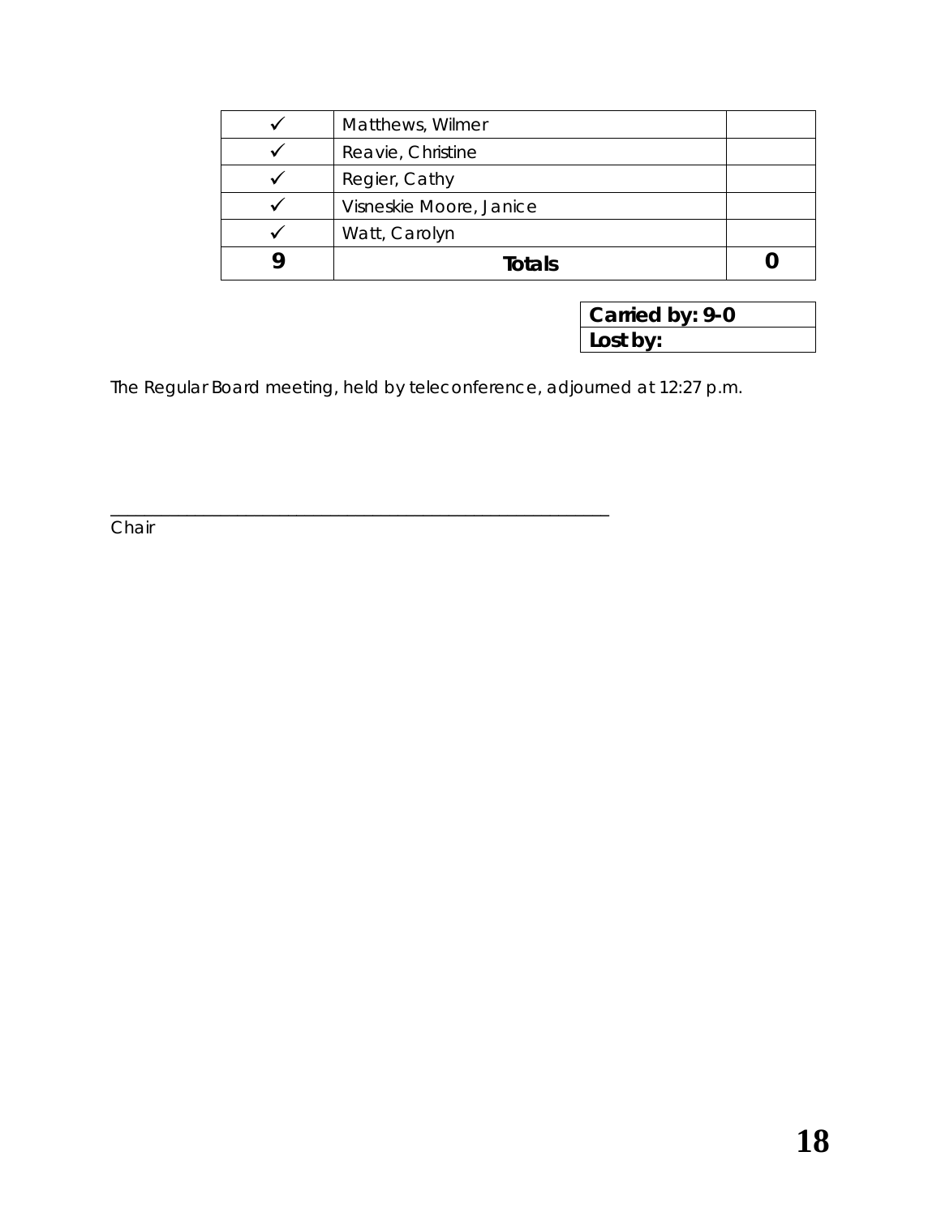| | | |
|---|---|---|
| ✓ | Matthews, Wilmer | |
| ✓ | Reavie, Christine | |
| ✓ | Regier, Cathy | |
| ✓ | Visneskie Moore, Janice | |
| ✓ | Watt, Carolyn | |
| **9** | **Totals** | **0** |

| |
|---|
| **Carried by: 9-0** |
| **Lost by:** |

The Regular Board meeting, held by teleconference, adjourned at 12:27 p.m.

\_\_\_\_\_\_\_\_\_\_\_\_\_\_\_\_\_\_\_\_\_\_\_\_\_\_\_\_\_\_\_\_\_\_\_\_\_\_\_\_\_\_\_\_\_\_\_\_\_\_\_\_

Chair